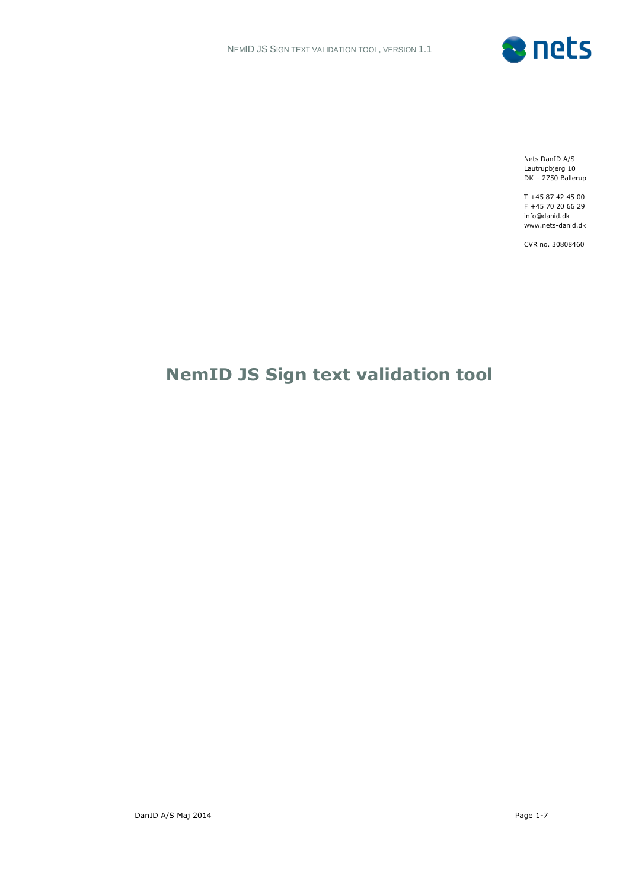Nets DanID A/S
Lautrupbjerg 10
DK – 2750 Ballerup

T +45 87 42 45 00
F +45 70 20 66 29
info@danid.dk
www.nets-danid.dk

CVR no. 30808460

# NemID JS Sign text validation tool

DanID A/S Maj 2014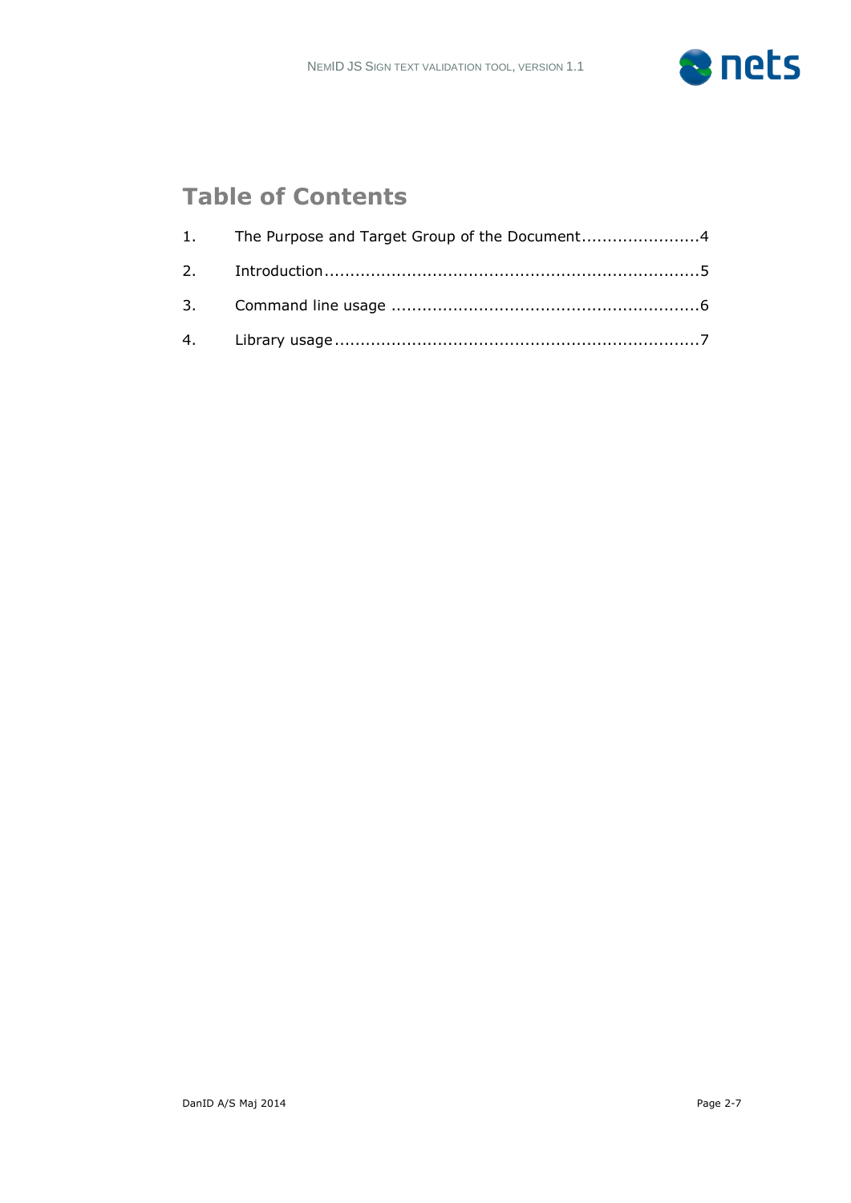# Table of Contents

1. The Purpose and Target Group of the Document.......................4
2. Introduction.......................................................................5
3. Command line usage ..........................................................6
4. Library usage .....................................................................7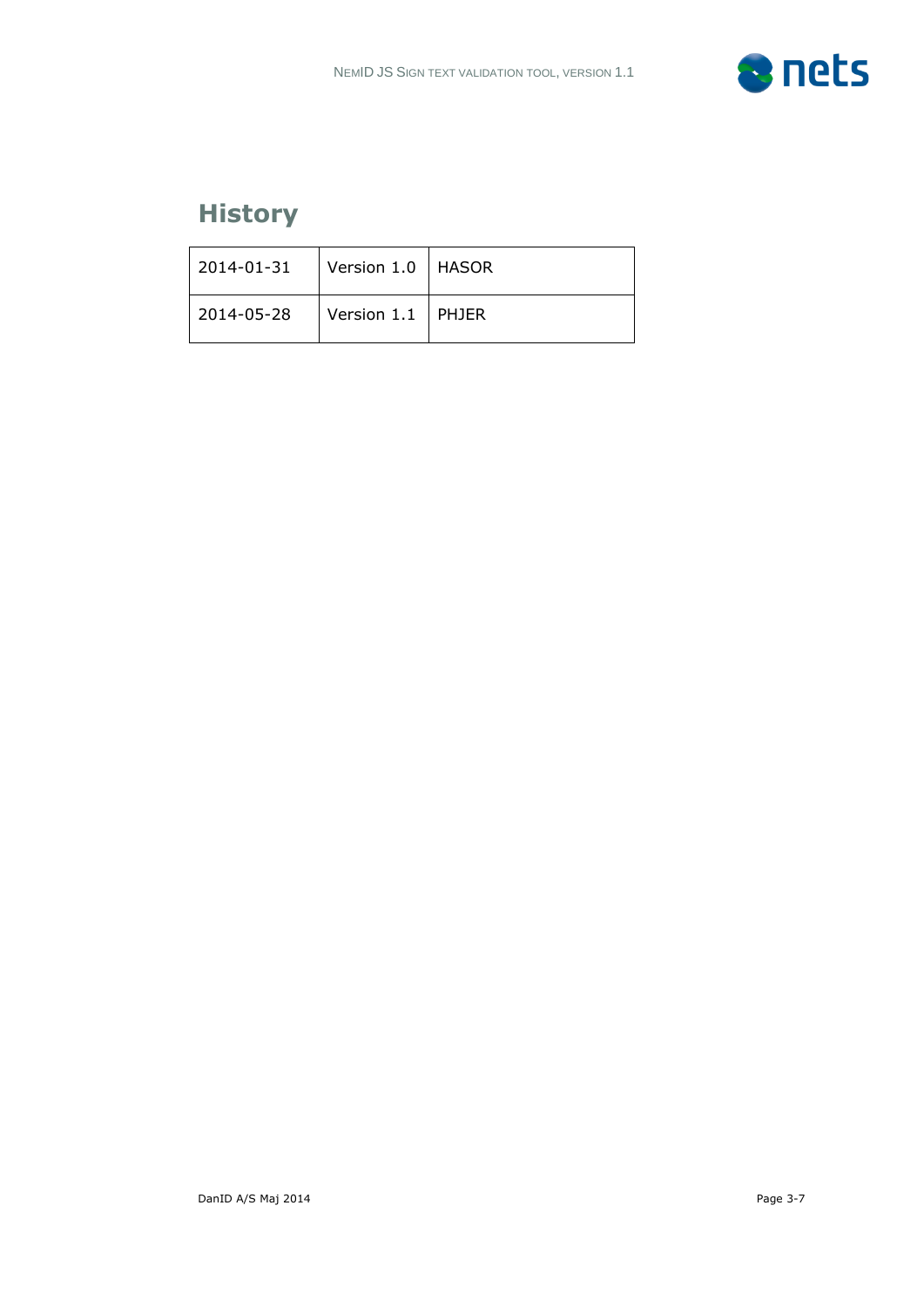# History

| 2014-01-31 | Version 1.0 | HASOR |
|---|---|---|
| 2014-05-28 | Version 1.1 | PHJER |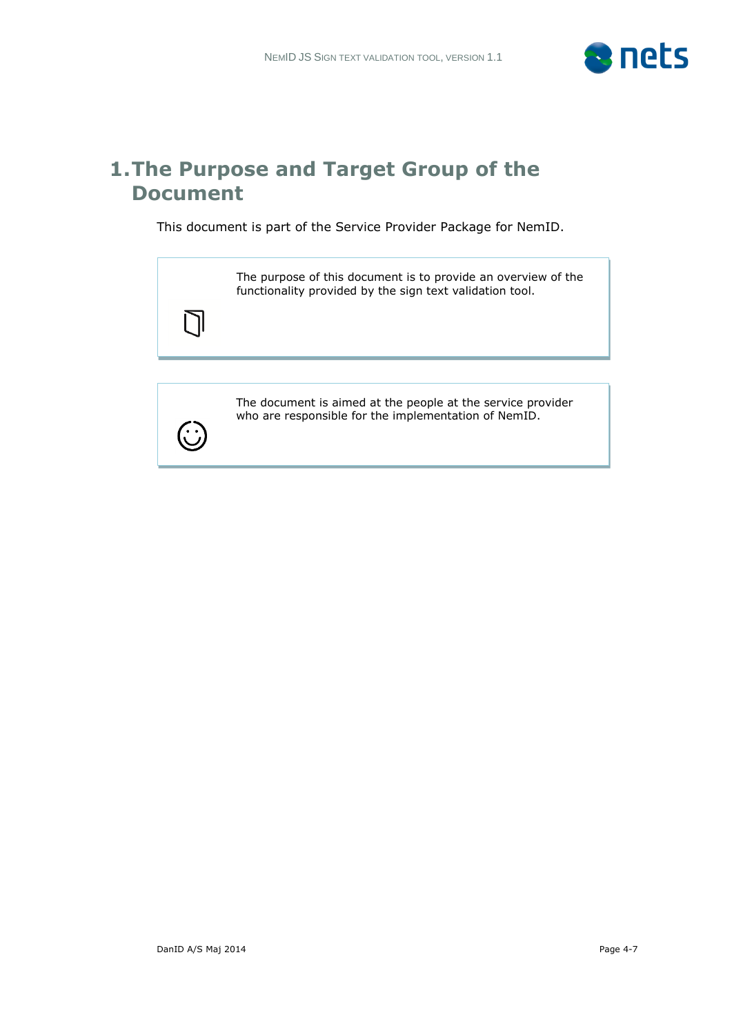# 1. The Purpose and Target Group of the Document

This document is part of the Service Provider Package for NemID.

The purpose of this document is to provide an overview of the functionality provided by the sign text validation tool.

The document is aimed at the people at the service provider who are responsible for the implementation of NemID.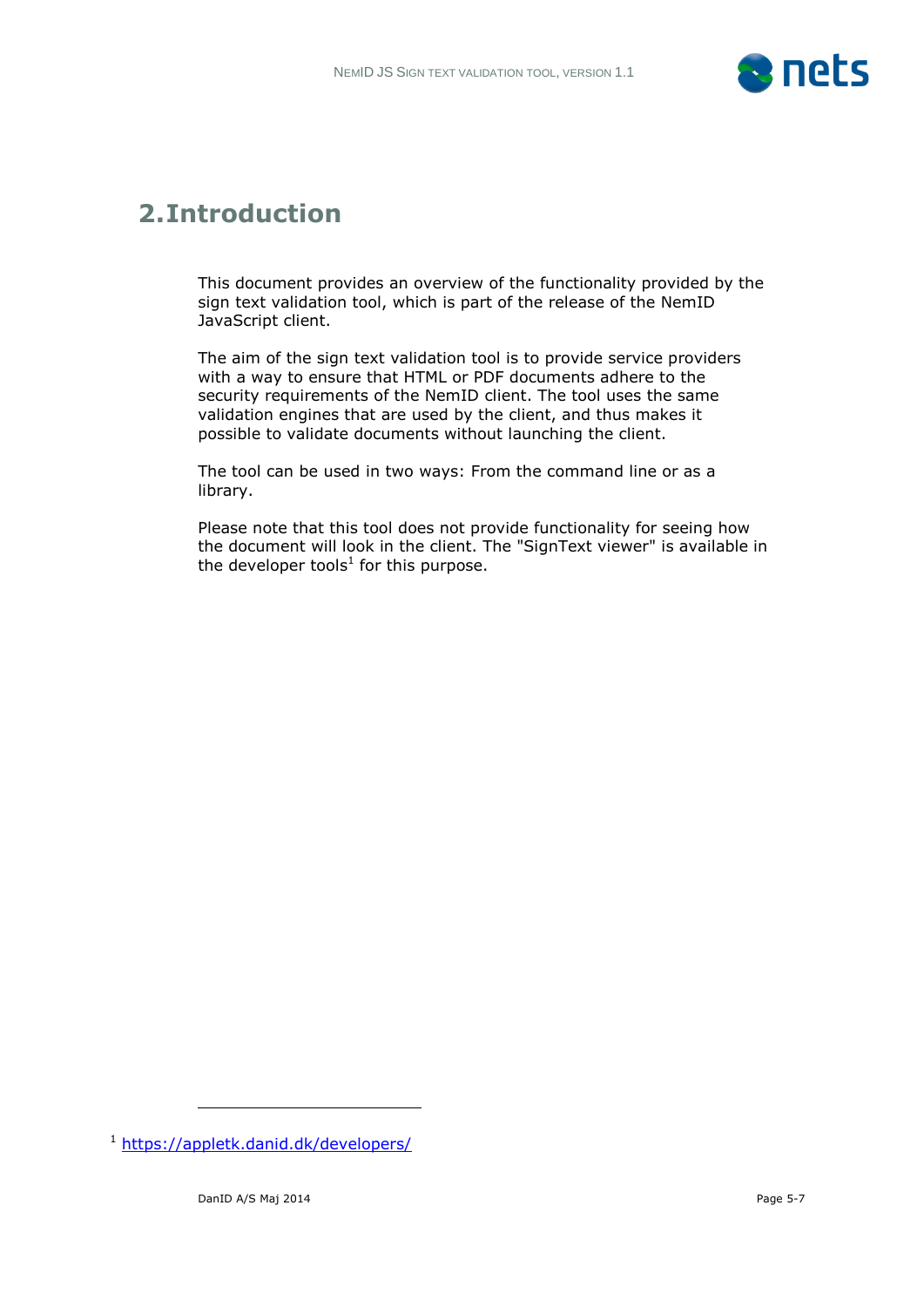# 2. Introduction

This document provides an overview of the functionality provided by the sign text validation tool, which is part of the release of the NemID JavaScript client.

The aim of the sign text validation tool is to provide service providers with a way to ensure that HTML or PDF documents adhere to the security requirements of the NemID client. The tool uses the same validation engines that are used by the client, and thus makes it possible to validate documents without launching the client.

The tool can be used in two ways: From the command line or as a library.

Please note that this tool does not provide functionality for seeing how the document will look in the client. The "SignText viewer" is available in the developer tools[1] for this purpose.

---

[1] https://appletk.danid.dk/developers/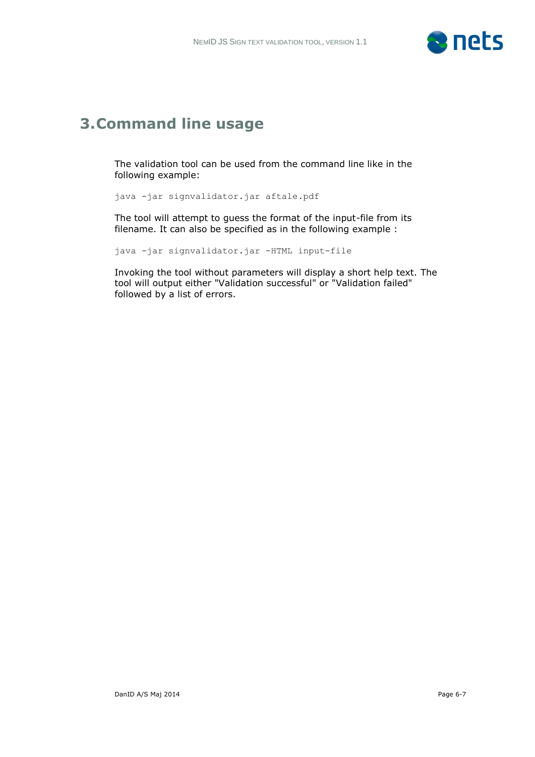# 3. Command line usage

The validation tool can be used from the command line like in the following example:

```
java -jar signvalidator.jar aftale.pdf
```

The tool will attempt to guess the format of the input-file from its filename. It can also be specified as in the following example :

```
java -jar signvalidator.jar -HTML input-file
```

Invoking the tool without parameters will display a short help text. The tool will output either "Validation successful" or "Validation failed" followed by a list of errors.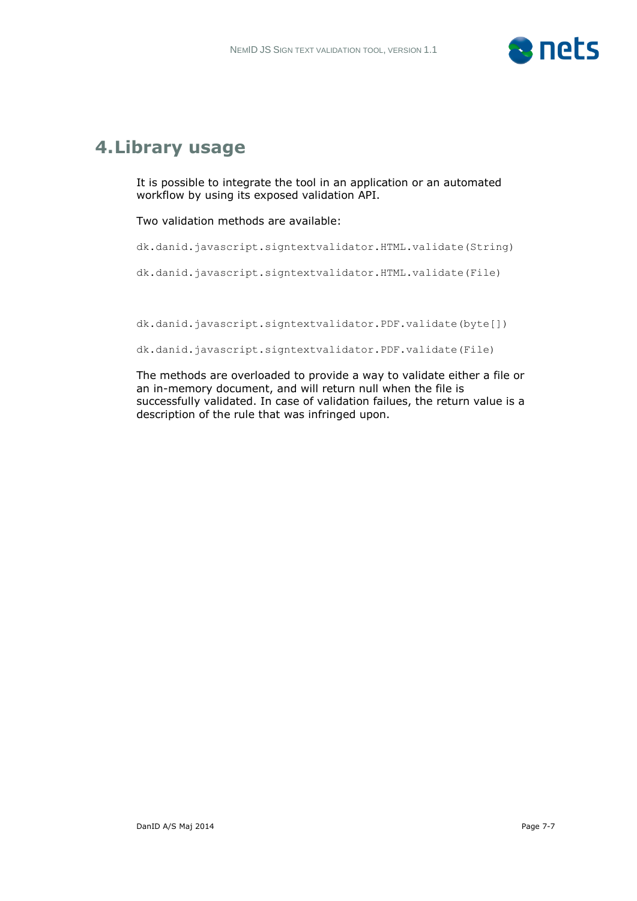# 4. Library usage

It is possible to integrate the tool in an application or an automated workflow by using its exposed validation API.

Two validation methods are available:

```
dk.danid.javascript.signtextvalidator.HTML.validate(String)

dk.danid.javascript.signtextvalidator.HTML.validate(File)
```

```
dk.danid.javascript.signtextvalidator.PDF.validate(byte[])

dk.danid.javascript.signtextvalidator.PDF.validate(File)
```

The methods are overloaded to provide a way to validate either a file or an in-memory document, and will return null when the file is successfully validated. In case of validation failues, the return value is a description of the rule that was infringed upon.